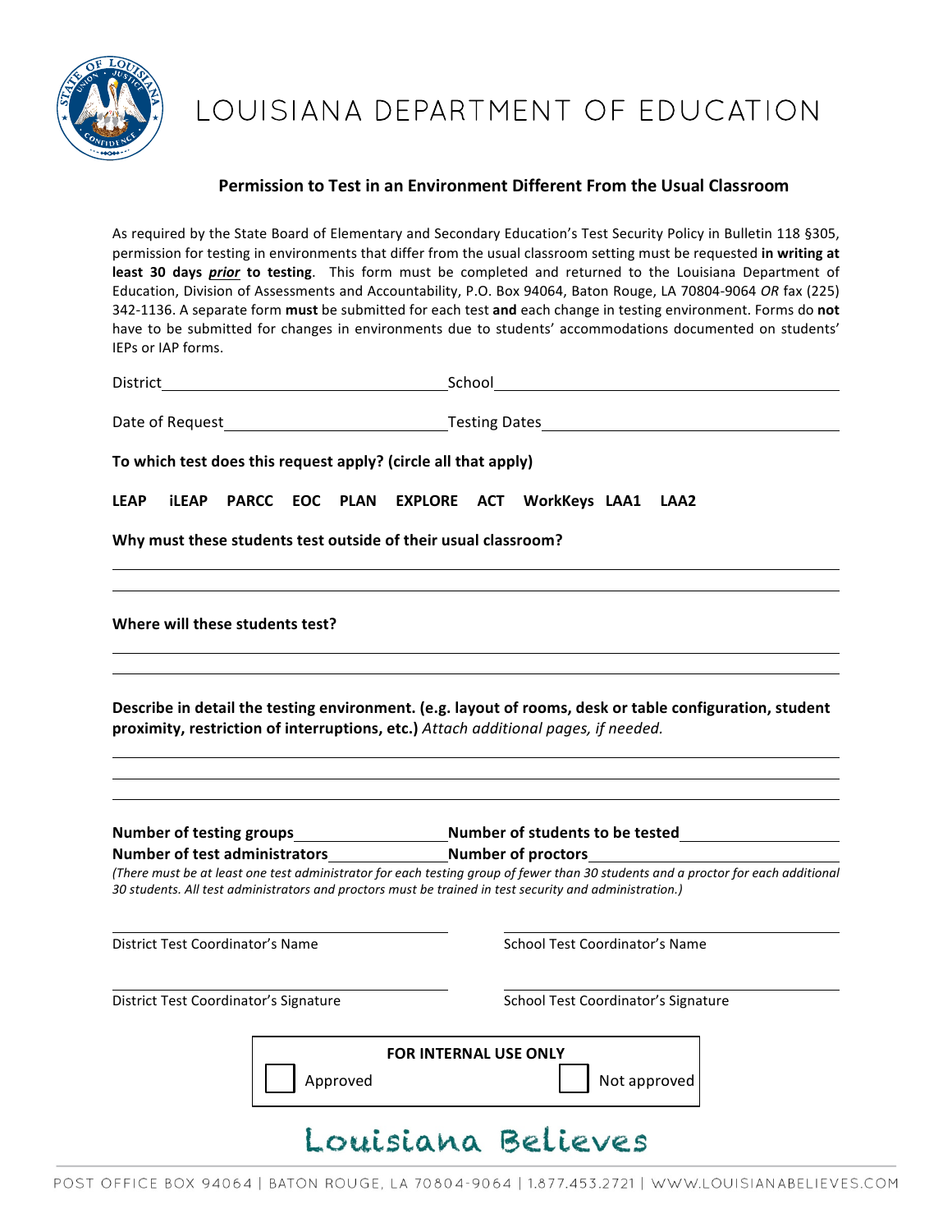# LOUISIANA DEPARTMENT OF EDUCATION

## Permission to Test in an Environment Different From the Usual Classroom

As required by the State Board of Elementary and Secondary Education's Test Security Policy in Bulletin 118 §305, permission for testing in environments that differ from the usual classroom setting must be requested **in writing at least 30 days *prior* to testing**. This form must be completed and returned to the Louisiana Department of Education, Division of Assessments and Accountability, P.O. Box 94064, Baton Rouge, LA 70804-9064 *OR* fax (225) 342-1136. A separate form **must** be submitted for each test **and** each change in testing environment. Forms do **not** have to be submitted for changes in environments due to students' accommodations documented on students' IEPs or IAP forms.

District\_\_\_\_\_\_\_\_\_\_\_\_\_\_\_\_\_\_\_\_\_\_\_\_\_\_\_\_ School\_\_\_\_\_\_\_\_\_\_\_\_\_\_\_\_\_\_\_\_\_\_\_\_\_\_\_\_

Date of Request\_\_\_\_\_\_\_\_\_\_\_\_\_\_\_\_\_\_\_\_\_\_\_\_ Testing Dates\_\_\_\_\_\_\_\_\_\_\_\_\_\_\_\_\_\_\_\_\_\_\_\_

**To which test does this request apply? (circle all that apply)**

**LEAP iLEAP PARCC EOC PLAN EXPLORE ACT WorkKeys LAA1 LAA2**

**Why must these students test outside of their usual classroom?**

\_\_\_\_\_\_\_\_\_\_\_\_\_\_\_\_\_\_\_\_\_\_\_\_\_\_\_\_\_\_\_\_\_\_\_\_\_\_\_\_\_\_\_\_\_\_\_\_\_\_\_\_\_\_\_\_

\_\_\_\_\_\_\_\_\_\_\_\_\_\_\_\_\_\_\_\_\_\_\_\_\_\_\_\_\_\_\_\_\_\_\_\_\_\_\_\_\_\_\_\_\_\_\_\_\_\_\_\_\_\_\_\_

**Where will these students test?**

\_\_\_\_\_\_\_\_\_\_\_\_\_\_\_\_\_\_\_\_\_\_\_\_\_\_\_\_\_\_\_\_\_\_\_\_\_\_\_\_\_\_\_\_\_\_\_\_\_\_\_\_\_\_\_\_

\_\_\_\_\_\_\_\_\_\_\_\_\_\_\_\_\_\_\_\_\_\_\_\_\_\_\_\_\_\_\_\_\_\_\_\_\_\_\_\_\_\_\_\_\_\_\_\_\_\_\_\_\_\_\_\_

**Describe in detail the testing environment. (e.g. layout of rooms, desk or table configuration, student proximity, restriction of interruptions, etc.)** *Attach additional pages, if needed.*

\_\_\_\_\_\_\_\_\_\_\_\_\_\_\_\_\_\_\_\_\_\_\_\_\_\_\_\_\_\_\_\_\_\_\_\_\_\_\_\_\_\_\_\_\_\_\_\_\_\_\_\_\_\_\_\_

\_\_\_\_\_\_\_\_\_\_\_\_\_\_\_\_\_\_\_\_\_\_\_\_\_\_\_\_\_\_\_\_\_\_\_\_\_\_\_\_\_\_\_\_\_\_\_\_\_\_\_\_\_\_\_\_

\_\_\_\_\_\_\_\_\_\_\_\_\_\_\_\_\_\_\_\_\_\_\_\_\_\_\_\_\_\_\_\_\_\_\_\_\_\_\_\_\_\_\_\_\_\_\_\_\_\_\_\_\_\_\_\_

**Number of testing groups**\_\_\_\_\_\_\_\_\_\_\_\_\_\_ **Number of students to be tested**\_\_\_\_\_\_\_\_\_\_\_\_\_\_

**Number of test administrators**\_\_\_\_\_\_\_\_\_\_\_\_\_\_ **Number of proctors**\_\_\_\_\_\_\_\_\_\_\_\_\_\_

*(There must be at least one test administrator for each testing group of fewer than 30 students and a proctor for each additional 30 students. All test administrators and proctors must be trained in test security and administration.)*

\_\_\_\_\_\_\_\_\_\_\_\_\_\_\_\_\_\_\_\_\_\_\_\_\_\_\_\_ \_\_\_\_\_\_\_\_\_\_\_\_\_\_\_\_\_\_\_\_\_\_\_\_\_\_\_\_

District Test Coordinator's Name School Test Coordinator's Name

\_\_\_\_\_\_\_\_\_\_\_\_\_\_\_\_\_\_\_\_\_\_\_\_\_\_\_\_ \_\_\_\_\_\_\_\_\_\_\_\_\_\_\_\_\_\_\_\_\_\_\_\_\_\_\_\_

District Test Coordinator's Signature School Test Coordinator's Signature

**FOR INTERNAL USE ONLY**

☐ Approved ☐ Not approved

Louisiana Believes

POST OFFICE BOX 94064 | BATON ROUGE, LA 70804-9064 | 1.877.453.2721 | WWW.LOUISIANABELIEVES.COM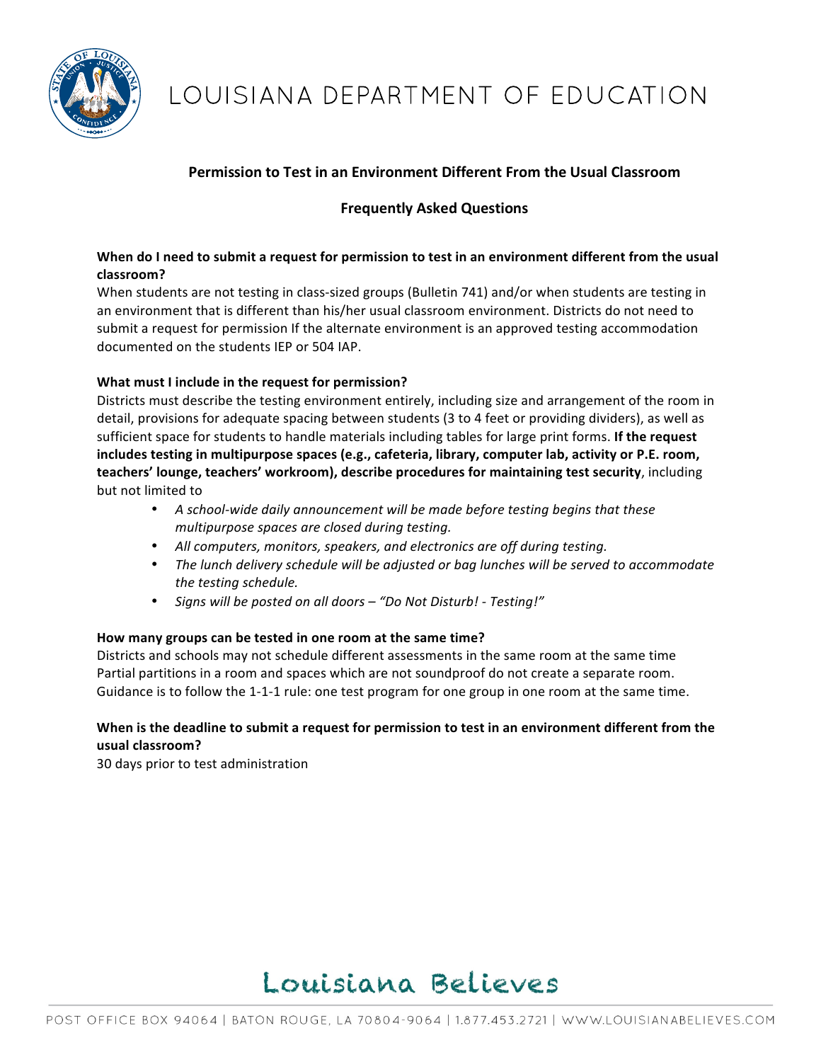# LOUISIANA DEPARTMENT OF EDUCATION

## Permission to Test in an Environment Different From the Usual Classroom

## Frequently Asked Questions

**When do I need to submit a request for permission to test in an environment different from the usual classroom?**

When students are not testing in class-sized groups (Bulletin 741) and/or when students are testing in an environment that is different than his/her usual classroom environment. Districts do not need to submit a request for permission If the alternate environment is an approved testing accommodation documented on the students IEP or 504 IAP.

**What must I include in the request for permission?**

Districts must describe the testing environment entirely, including size and arrangement of the room in detail, provisions for adequate spacing between students (3 to 4 feet or providing dividers), as well as sufficient space for students to handle materials including tables for large print forms. **If the request includes testing in multipurpose spaces (e.g., cafeteria, library, computer lab, activity or P.E. room, teachers' lounge, teachers' workroom), describe procedures for maintaining test security**, including but not limited to

- *A school-wide daily announcement will be made before testing begins that these multipurpose spaces are closed during testing.*
- *All computers, monitors, speakers, and electronics are off during testing.*
- *The lunch delivery schedule will be adjusted or bag lunches will be served to accommodate the testing schedule.*
- *Signs will be posted on all doors – "Do Not Disturb! - Testing!"*

**How many groups can be tested in one room at the same time?**

Districts and schools may not schedule different assessments in the same room at the same time Partial partitions in a room and spaces which are not soundproof do not create a separate room. Guidance is to follow the 1-1-1 rule: one test program for one group in one room at the same time.

**When is the deadline to submit a request for permission to test in an environment different from the usual classroom?**

30 days prior to test administration

Louisiana Believes

POST OFFICE BOX 94064 | BATON ROUGE, LA 70804-9064 | 1.877.453.2721 | WWW.LOUISIANABELIEVES.COM